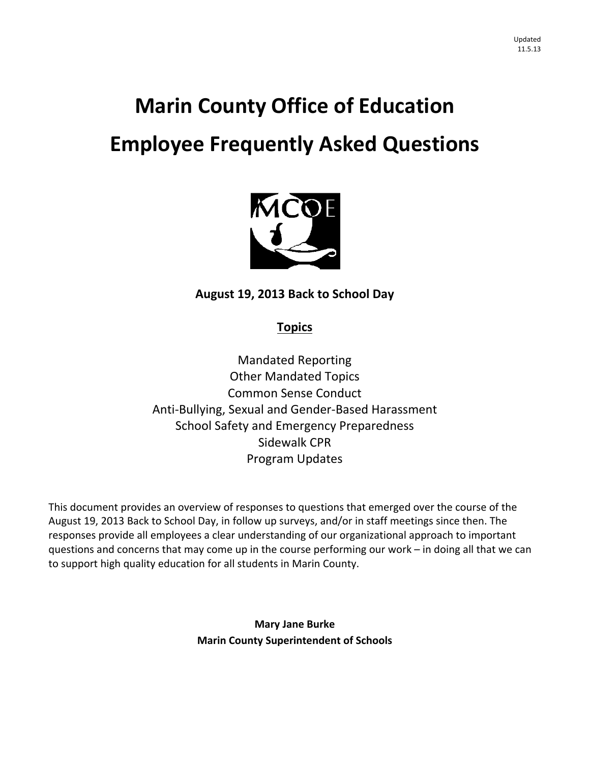Updated
11.5.13

# Marin County Office of Education

# Employee Frequently Asked Questions

**August 19, 2013 Back to School Day**

**Topics**

Mandated Reporting
Other Mandated Topics
Common Sense Conduct
Anti-Bullying, Sexual and Gender-Based Harassment
School Safety and Emergency Preparedness
Sidewalk CPR
Program Updates

This document provides an overview of responses to questions that emerged over the course of the August 19, 2013 Back to School Day, in follow up surveys, and/or in staff meetings since then. The responses provide all employees a clear understanding of our organizational approach to important questions and concerns that may come up in the course performing our work – in doing all that we can to support high quality education for all students in Marin County.

**Mary Jane Burke**
**Marin County Superintendent of Schools**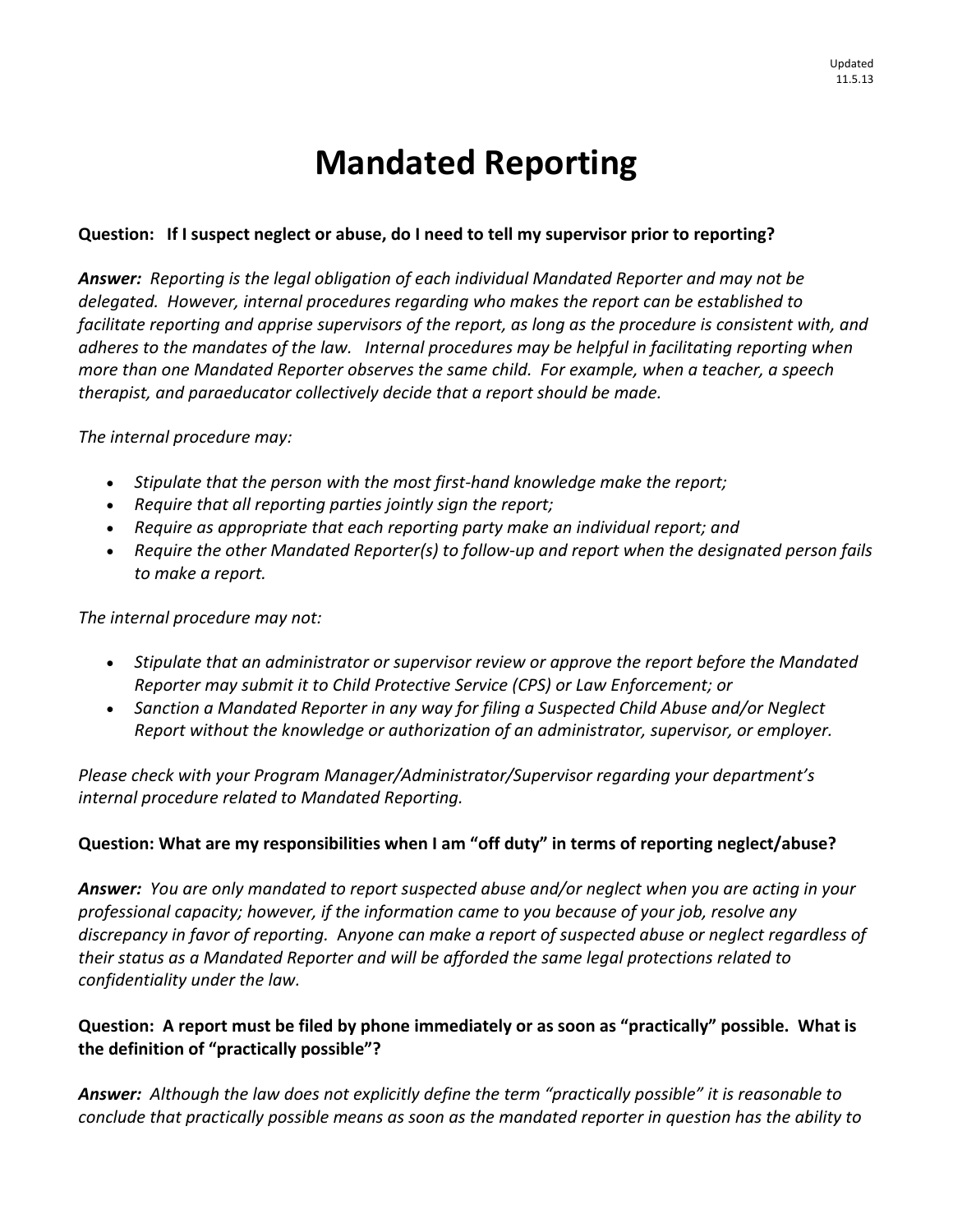Updated 11.5.13

# Mandated Reporting

**Question: If I suspect neglect or abuse, do I need to tell my supervisor prior to reporting?**

***Answer:*** *Reporting is the legal obligation of each individual Mandated Reporter and may not be delegated. However, internal procedures regarding who makes the report can be established to facilitate reporting and apprise supervisors of the report, as long as the procedure is consistent with, and adheres to the mandates of the law. Internal procedures may be helpful in facilitating reporting when more than one Mandated Reporter observes the same child. For example, when a teacher, a speech therapist, and paraeducator collectively decide that a report should be made.*

*The internal procedure may:*

- *Stipulate that the person with the most first-hand knowledge make the report;*
- *Require that all reporting parties jointly sign the report;*
- *Require as appropriate that each reporting party make an individual report; and*
- *Require the other Mandated Reporter(s) to follow-up and report when the designated person fails to make a report.*

*The internal procedure may not:*

- *Stipulate that an administrator or supervisor review or approve the report before the Mandated Reporter may submit it to Child Protective Service (CPS) or Law Enforcement; or*
- *Sanction a Mandated Reporter in any way for filing a Suspected Child Abuse and/or Neglect Report without the knowledge or authorization of an administrator, supervisor, or employer.*

*Please check with your Program Manager/Administrator/Supervisor regarding your department's internal procedure related to Mandated Reporting.*

**Question: What are my responsibilities when I am "off duty" in terms of reporting neglect/abuse?**

***Answer:*** *You are only mandated to report suspected abuse and/or neglect when you are acting in your professional capacity; however, if the information came to you because of your job, resolve any discrepancy in favor of reporting.* A*nyone can make a report of suspected abuse or neglect regardless of their status as a Mandated Reporter and will be afforded the same legal protections related to confidentiality under the law.*

**Question: A report must be filed by phone immediately or as soon as "practically" possible. What is the definition of "practically possible"?**

***Answer:*** *Although the law does not explicitly define the term "practically possible" it is reasonable to conclude that practically possible means as soon as the mandated reporter in question has the ability to*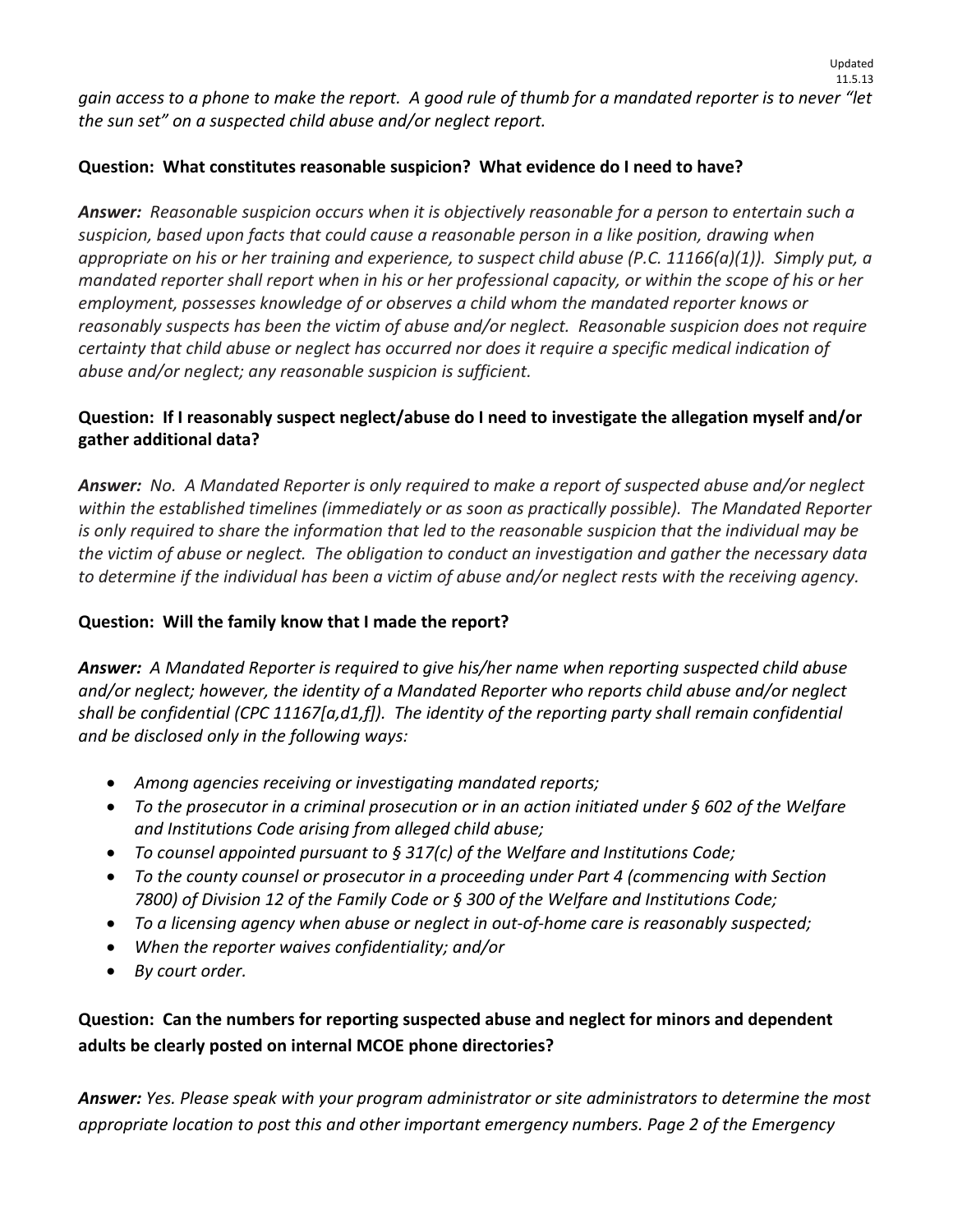*gain access to a phone to make the report. A good rule of thumb for a mandated reporter is to never "let the sun set" on a suspected child abuse and/or neglect report.*

**Question: What constitutes reasonable suspicion? What evidence do I need to have?**

***Answer:*** *Reasonable suspicion occurs when it is objectively reasonable for a person to entertain such a suspicion, based upon facts that could cause a reasonable person in a like position, drawing when appropriate on his or her training and experience, to suspect child abuse (P.C. 11166(a)(1)). Simply put, a mandated reporter shall report when in his or her professional capacity, or within the scope of his or her employment, possesses knowledge of or observes a child whom the mandated reporter knows or reasonably suspects has been the victim of abuse and/or neglect. Reasonable suspicion does not require certainty that child abuse or neglect has occurred nor does it require a specific medical indication of abuse and/or neglect; any reasonable suspicion is sufficient.*

**Question: If I reasonably suspect neglect/abuse do I need to investigate the allegation myself and/or gather additional data?**

***Answer:*** *No. A Mandated Reporter is only required to make a report of suspected abuse and/or neglect within the established timelines (immediately or as soon as practically possible). The Mandated Reporter is only required to share the information that led to the reasonable suspicion that the individual may be the victim of abuse or neglect. The obligation to conduct an investigation and gather the necessary data to determine if the individual has been a victim of abuse and/or neglect rests with the receiving agency.*

**Question: Will the family know that I made the report?**

***Answer:*** *A Mandated Reporter is required to give his/her name when reporting suspected child abuse and/or neglect; however, the identity of a Mandated Reporter who reports child abuse and/or neglect shall be confidential (CPC 11167[a,d1,f]). The identity of the reporting party shall remain confidential and be disclosed only in the following ways:*

- *Among agencies receiving or investigating mandated reports;*
- *To the prosecutor in a criminal prosecution or in an action initiated under § 602 of the Welfare and Institutions Code arising from alleged child abuse;*
- *To counsel appointed pursuant to § 317(c) of the Welfare and Institutions Code;*
- *To the county counsel or prosecutor in a proceeding under Part 4 (commencing with Section 7800) of Division 12 of the Family Code or § 300 of the Welfare and Institutions Code;*
- *To a licensing agency when abuse or neglect in out-of-home care is reasonably suspected;*
- *When the reporter waives confidentiality; and/or*
- *By court order.*

**Question: Can the numbers for reporting suspected abuse and neglect for minors and dependent adults be clearly posted on internal MCOE phone directories?**

***Answer:*** *Yes. Please speak with your program administrator or site administrators to determine the most appropriate location to post this and other important emergency numbers. Page 2 of the Emergency*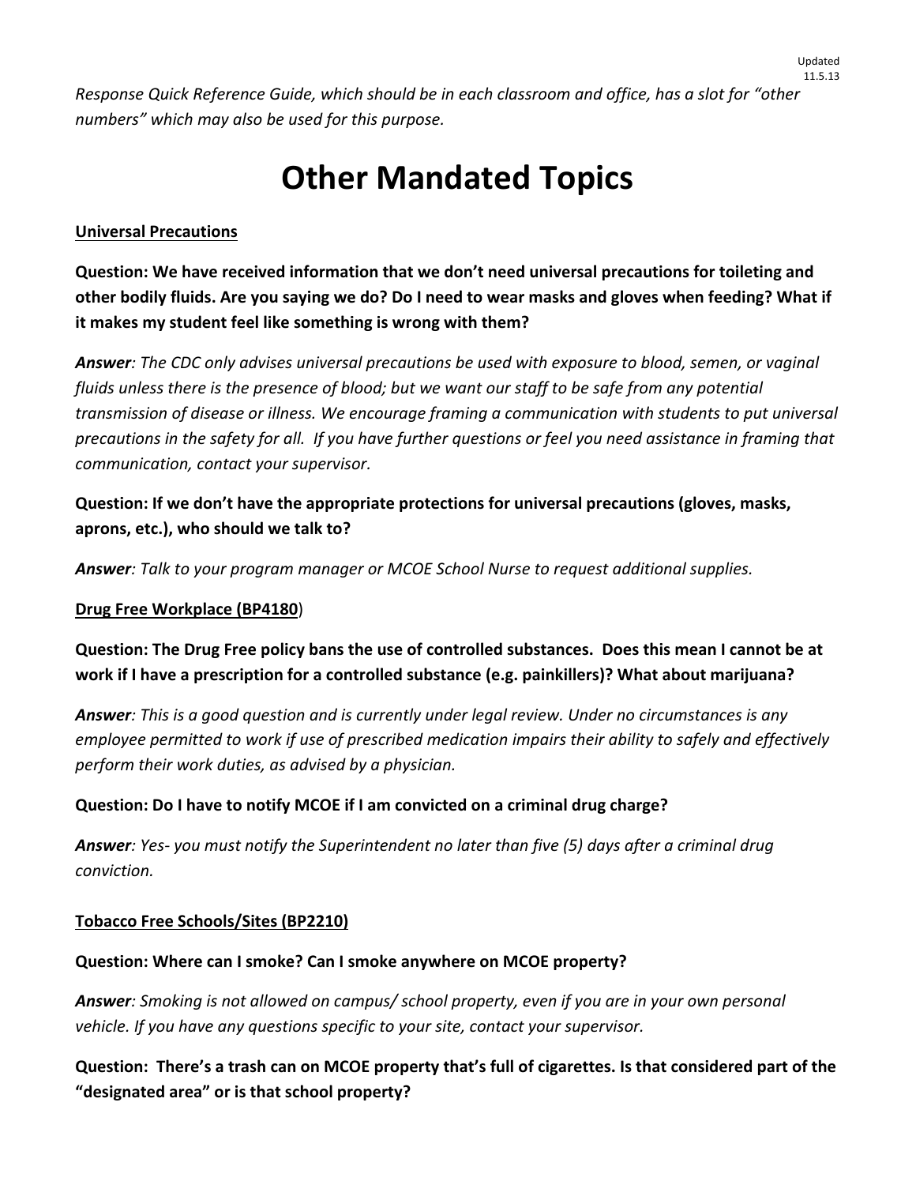*Response Quick Reference Guide, which should be in each classroom and office, has a slot for "other numbers" which may also be used for this purpose.*

# Other Mandated Topics

**Universal Precautions**

**Question: We have received information that we don't need universal precautions for toileting and other bodily fluids. Are you saying we do? Do I need to wear masks and gloves when feeding? What if it makes my student feel like something is wrong with them?**

***Answer**: The CDC only advises universal precautions be used with exposure to blood, semen, or vaginal fluids unless there is the presence of blood; but we want our staff to be safe from any potential transmission of disease or illness. We encourage framing a communication with students to put universal precautions in the safety for all. If you have further questions or feel you need assistance in framing that communication, contact your supervisor.*

**Question: If we don't have the appropriate protections for universal precautions (gloves, masks, aprons, etc.), who should we talk to?**

***Answer**: Talk to your program manager or MCOE School Nurse to request additional supplies.*

**Drug Free Workplace (BP4180**)

**Question: The Drug Free policy bans the use of controlled substances. Does this mean I cannot be at work if I have a prescription for a controlled substance (e.g. painkillers)? What about marijuana?**

***Answer**: This is a good question and is currently under legal review. Under no circumstances is any employee permitted to work if use of prescribed medication impairs their ability to safely and effectively perform their work duties, as advised by a physician.*

**Question: Do I have to notify MCOE if I am convicted on a criminal drug charge?**

***Answer**: Yes- you must notify the Superintendent no later than five (5) days after a criminal drug conviction.*

**Tobacco Free Schools/Sites (BP2210)**

**Question: Where can I smoke? Can I smoke anywhere on MCOE property?**

***Answer**: Smoking is not allowed on campus/ school property, even if you are in your own personal vehicle. If you have any questions specific to your site, contact your supervisor.*

**Question: There's a trash can on MCOE property that's full of cigarettes. Is that considered part of the "designated area" or is that school property?**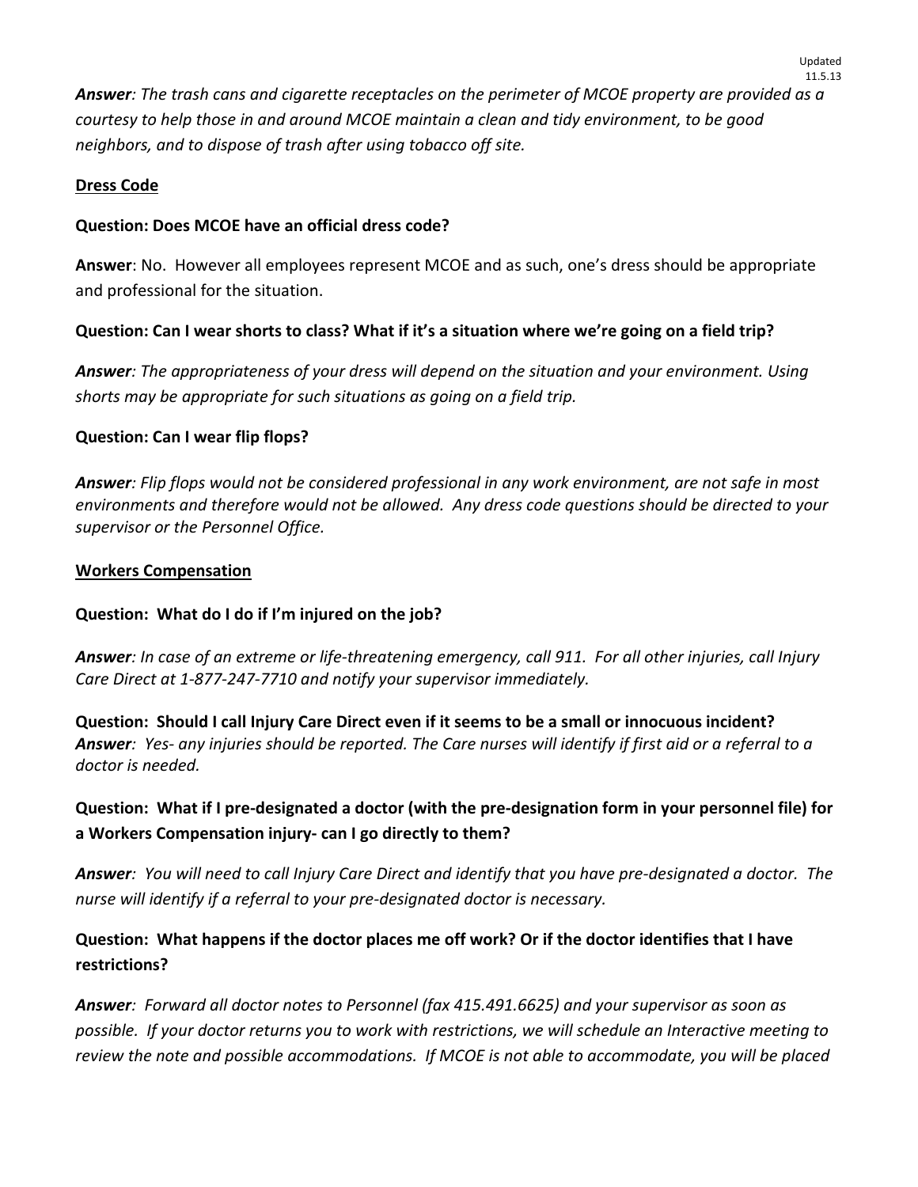***Answer**: The trash cans and cigarette receptacles on the perimeter of MCOE property are provided as a courtesy to help those in and around MCOE maintain a clean and tidy environment, to be good neighbors, and to dispose of trash after using tobacco off site.*

**Dress Code**

**Question: Does MCOE have an official dress code?**

**Answer**: No. However all employees represent MCOE and as such, one's dress should be appropriate and professional for the situation.

**Question: Can I wear shorts to class? What if it's a situation where we're going on a field trip?**

***Answer**: The appropriateness of your dress will depend on the situation and your environment. Using shorts may be appropriate for such situations as going on a field trip.*

**Question: Can I wear flip flops?**

***Answer**: Flip flops would not be considered professional in any work environment, are not safe in most environments and therefore would not be allowed. Any dress code questions should be directed to your supervisor or the Personnel Office.*

**Workers Compensation**

**Question: What do I do if I'm injured on the job?**

***Answer**: In case of an extreme or life-threatening emergency, call 911. For all other injuries, call Injury Care Direct at 1-877-247-7710 and notify your supervisor immediately.*

**Question: Should I call Injury Care Direct even if it seems to be a small or innocuous incident?**
***Answer**: Yes- any injuries should be reported. The Care nurses will identify if first aid or a referral to a doctor is needed.*

**Question: What if I pre-designated a doctor (with the pre-designation form in your personnel file) for a Workers Compensation injury- can I go directly to them?**

***Answer**: You will need to call Injury Care Direct and identify that you have pre-designated a doctor. The nurse will identify if a referral to your pre-designated doctor is necessary.*

**Question: What happens if the doctor places me off work? Or if the doctor identifies that I have restrictions?**

***Answer**: Forward all doctor notes to Personnel (fax 415.491.6625) and your supervisor as soon as possible. If your doctor returns you to work with restrictions, we will schedule an Interactive meeting to review the note and possible accommodations. If MCOE is not able to accommodate, you will be placed*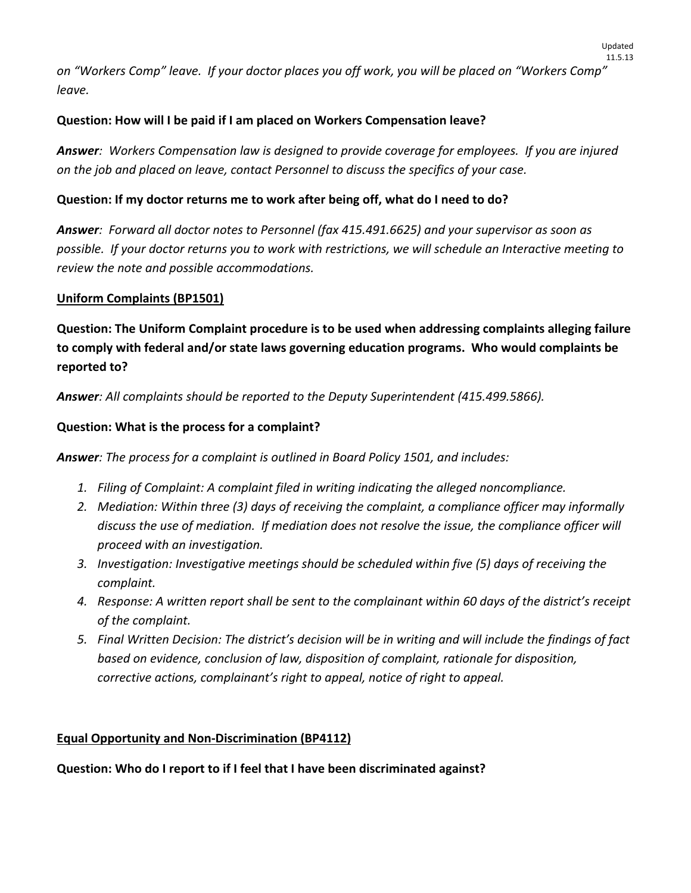*on "Workers Comp" leave. If your doctor places you off work, you will be placed on "Workers Comp" leave.*

**Question: How will I be paid if I am placed on Workers Compensation leave?**

***Answer**: Workers Compensation law is designed to provide coverage for employees. If you are injured on the job and placed on leave, contact Personnel to discuss the specifics of your case.*

**Question: If my doctor returns me to work after being off, what do I need to do?**

***Answer**: Forward all doctor notes to Personnel (fax 415.491.6625) and your supervisor as soon as possible. If your doctor returns you to work with restrictions, we will schedule an Interactive meeting to review the note and possible accommodations.*

**<u>Uniform Complaints (BP1501)</u>**

**Question: The Uniform Complaint procedure is to be used when addressing complaints alleging failure to comply with federal and/or state laws governing education programs. Who would complaints be reported to?**

***Answer**: All complaints should be reported to the Deputy Superintendent (415.499.5866).*

**Question: What is the process for a complaint?**

***Answer**: The process for a complaint is outlined in Board Policy 1501, and includes:*

1. *Filing of Complaint: A complaint filed in writing indicating the alleged noncompliance.*
2. *Mediation: Within three (3) days of receiving the complaint, a compliance officer may informally discuss the use of mediation. If mediation does not resolve the issue, the compliance officer will proceed with an investigation.*
3. *Investigation: Investigative meetings should be scheduled within five (5) days of receiving the complaint.*
4. *Response: A written report shall be sent to the complainant within 60 days of the district's receipt of the complaint.*
5. *Final Written Decision: The district's decision will be in writing and will include the findings of fact based on evidence, conclusion of law, disposition of complaint, rationale for disposition, corrective actions, complainant's right to appeal, notice of right to appeal.*

**<u>Equal Opportunity and Non-Discrimination (BP4112)</u>**

**Question: Who do I report to if I feel that I have been discriminated against?**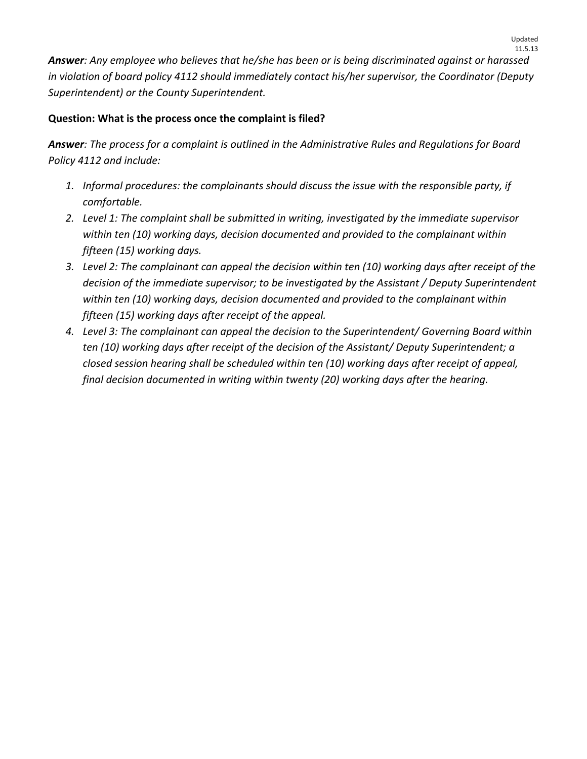***Answer****: Any employee who believes that he/she has been or is being discriminated against or harassed in violation of board policy 4112 should immediately contact his/her supervisor, the Coordinator (Deputy Superintendent) or the County Superintendent.*

**Question: What is the process once the complaint is filed?**

***Answer****: The process for a complaint is outlined in the Administrative Rules and Regulations for Board Policy 4112 and include:*

1. *Informal procedures: the complainants should discuss the issue with the responsible party, if comfortable.*
2. *Level 1: The complaint shall be submitted in writing, investigated by the immediate supervisor within ten (10) working days, decision documented and provided to the complainant within fifteen (15) working days.*
3. *Level 2: The complainant can appeal the decision within ten (10) working days after receipt of the decision of the immediate supervisor; to be investigated by the Assistant / Deputy Superintendent within ten (10) working days, decision documented and provided to the complainant within fifteen (15) working days after receipt of the appeal.*
4. *Level 3: The complainant can appeal the decision to the Superintendent/ Governing Board within ten (10) working days after receipt of the decision of the Assistant/ Deputy Superintendent; a closed session hearing shall be scheduled within ten (10) working days after receipt of appeal, final decision documented in writing within twenty (20) working days after the hearing.*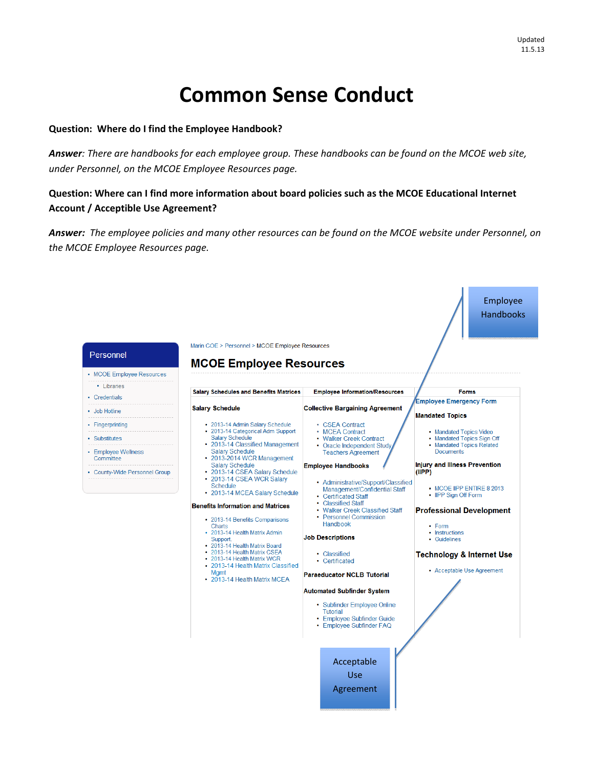Updated 11.5.13

# Common Sense Conduct

**Question: Where do I find the Employee Handbook?**

***Answer***: *There are handbooks for each employee group. These handbooks can be found on the MCOE web site, under Personnel, on the MCOE Employee Resources page.*

**Question: Where can I find more information about board policies such as the MCOE Educational Internet Account / Acceptible Use Agreement?**

***Answer:*** *The employee policies and many other resources can be found on the MCOE website under Personnel, on the MCOE Employee Resources page.*

Employee Handbooks

**Personnel**

- MCOE Employee Resources
  - Libraries
- Credentials
- Job Hotline
- Fingerprinting
- Substitutes
- Employee Wellness Committee
- County-Wide Personnel Group

Marin COE > Personnel > MCOE Employee Resources

## MCOE Employee Resources

| Salary Schedules and Benefits Matrices | Employee Information/Resources | Forms |
|---|---|---|
| **Salary Schedule**<br>• 2013-14 Admin Salary Schedule<br>• 2013-14 Categorical Adm Support Salary Schedule<br>• 2013-14 Classified Management Salary Schedule<br>• 2013-2014 WCR Management Salary Schedule<br>• 2013-14 CSEA Salary Schedule<br>• 2013-14 CSEA WCR Salary Schedule<br>• 2013-14 MCEA Salary Schedule<br><br>**Benefits Information and Matrices**<br>• 2013-14 Benefits Comparisons Charts<br>• 2013-14 Health Matrix Admin Support<br>• 2013-14 Health Matrix Board<br>• 2013-14 Health Matrix CSEA<br>• 2013-14 Health Matrix WCR<br>• 2013-14 Health Matrix Classified Mgmt<br>• 2013-14 Health Matrix MCEA | **Collective Bargaining Agreement**<br>• CSEA Contract<br>• MCEA Contract<br>• Walker Creek Contract<br>• Oracle Independent Study Teachers Agreement<br><br>**Employee Handbooks**<br>• Administrative/Support/Classified Management/Confidential Staff<br>• Certificated Staff<br>• Classified Staff<br>• Walker Creek Classified Staff<br>• Personnel Commission Handbook<br><br>**Job Descriptions**<br>• Classified<br>• Certificated<br><br>**Paraeducator NCLB Tutorial**<br><br>**Automated Subfinder System**<br>• Subfinder Employee Online Tutorial<br>• Employee Subfinder Guide<br>• Employee Subfinder FAQ | Employee Emergency Form<br><br>**Mandated Topics**<br>• Mandated Topics Video<br>• Mandated Topics Sign Off<br>• Mandated Topics Related Documents<br><br>**Injury and Illness Prevention (IIPP)**<br>• MCOE IIPP ENTIRE 8 2013<br>• IIPP Sign Off Form<br><br>**Professional Development**<br>• Form<br>• Instructions<br>• Guidelines<br><br>**Technology & Internet Use**<br>• Acceptable Use Agreement |

Acceptable Use Agreement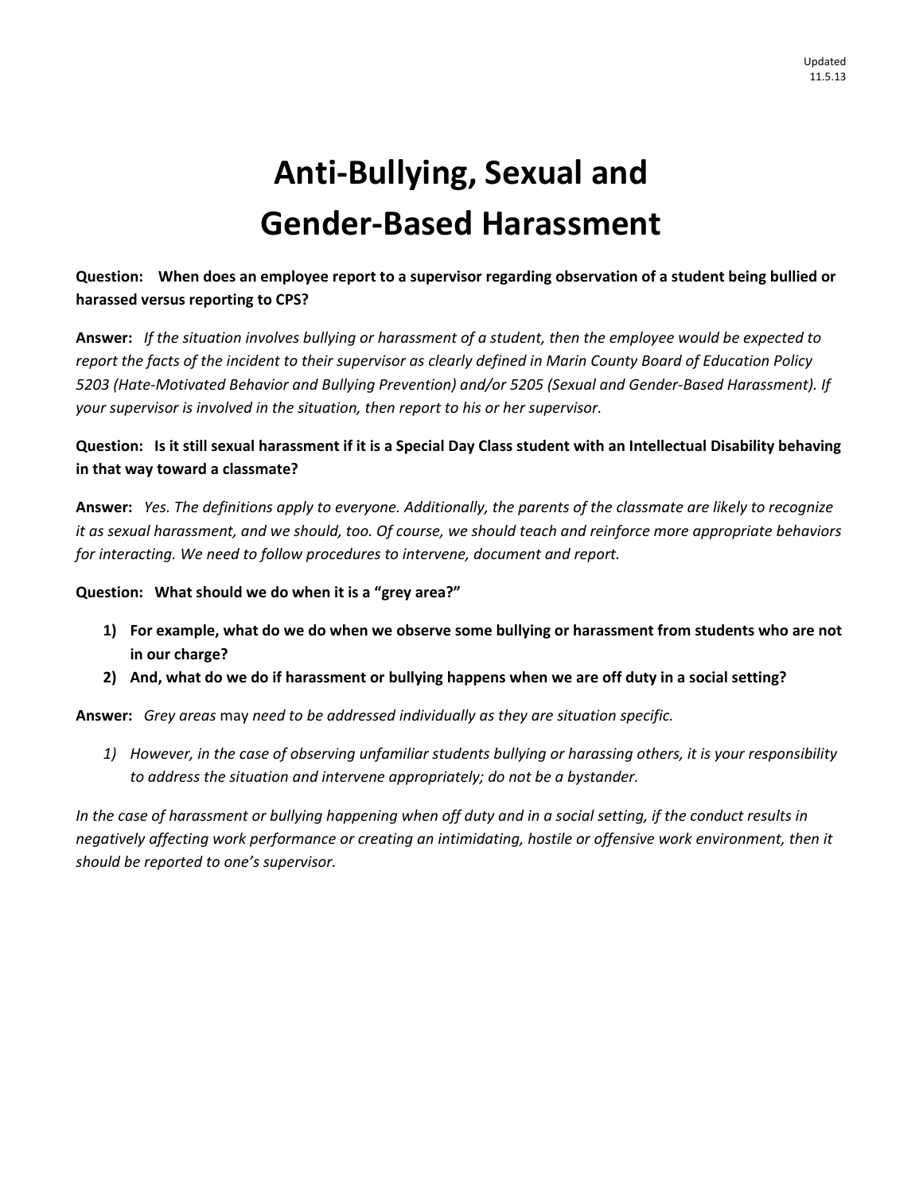Updated
11.5.13

# Anti-Bullying, Sexual and Gender-Based Harassment

**Question: When does an employee report to a supervisor regarding observation of a student being bullied or harassed versus reporting to CPS?**

**Answer:** *If the situation involves bullying or harassment of a student, then the employee would be expected to report the facts of the incident to their supervisor as clearly defined in Marin County Board of Education Policy 5203 (Hate-Motivated Behavior and Bullying Prevention) and/or 5205 (Sexual and Gender-Based Harassment). If your supervisor is involved in the situation, then report to his or her supervisor.*

**Question: Is it still sexual harassment if it is a Special Day Class student with an Intellectual Disability behaving in that way toward a classmate?**

**Answer:** *Yes. The definitions apply to everyone. Additionally, the parents of the classmate are likely to recognize it as sexual harassment, and we should, too. Of course, we should teach and reinforce more appropriate behaviors for interacting. We need to follow procedures to intervene, document and report.*

**Question: What should we do when it is a "grey area?"**

1) **For example, what do we do when we observe some bullying or harassment from students who are not in our charge?**
2) **And, what do we do if harassment or bullying happens when we are off duty in a social setting?**

**Answer:** *Grey areas* may *need to be addressed individually as they are situation specific.*

1) *However, in the case of observing unfamiliar students bullying or harassing others, it is your responsibility to address the situation and intervene appropriately; do not be a bystander.*

*In the case of harassment or bullying happening when off duty and in a social setting, if the conduct results in negatively affecting work performance or creating an intimidating, hostile or offensive work environment, then it should be reported to one's supervisor.*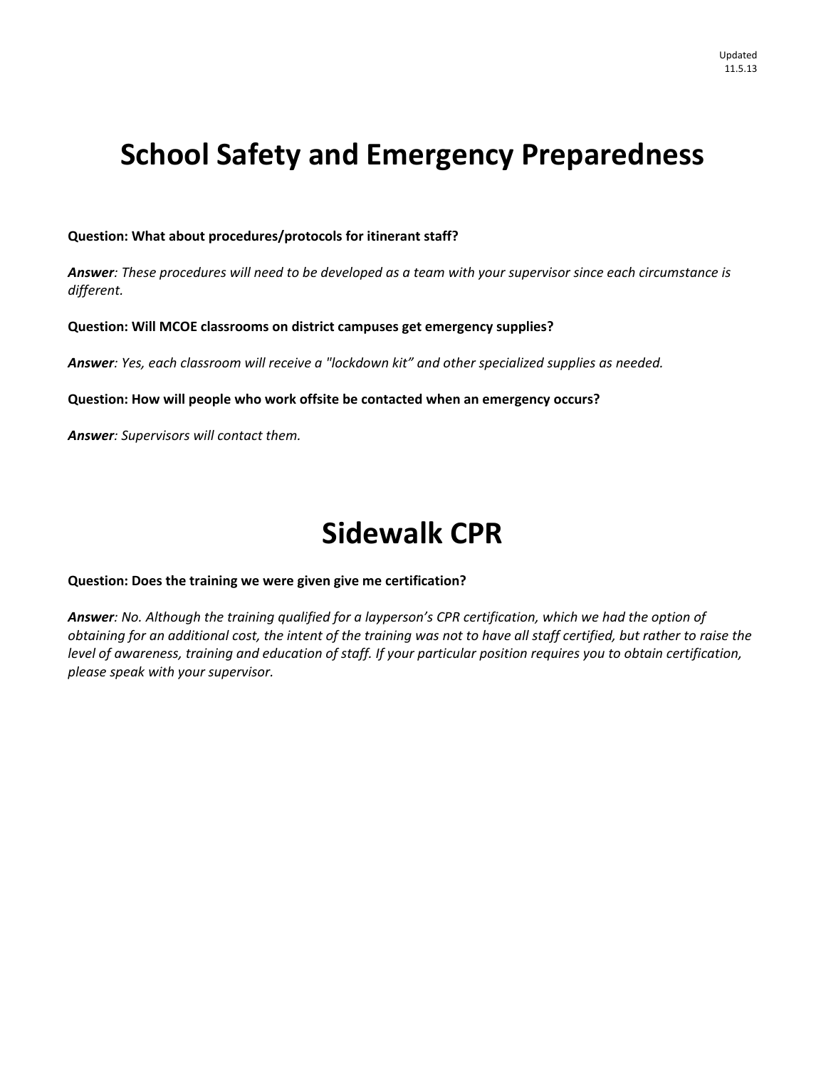Updated
11.5.13

# School Safety and Emergency Preparedness

**Question: What about procedures/protocols for itinerant staff?**

***Answer****: These procedures will need to be developed as a team with your supervisor since each circumstance is different.*

**Question: Will MCOE classrooms on district campuses get emergency supplies?**

***Answer****: Yes, each classroom will receive a "lockdown kit" and other specialized supplies as needed.*

**Question: How will people who work offsite be contacted when an emergency occurs?**

***Answer****: Supervisors will contact them.*

# Sidewalk CPR

**Question: Does the training we were given give me certification?**

***Answer****: No. Although the training qualified for a layperson's CPR certification, which we had the option of obtaining for an additional cost, the intent of the training was not to have all staff certified, but rather to raise the level of awareness, training and education of staff. If your particular position requires you to obtain certification, please speak with your supervisor.*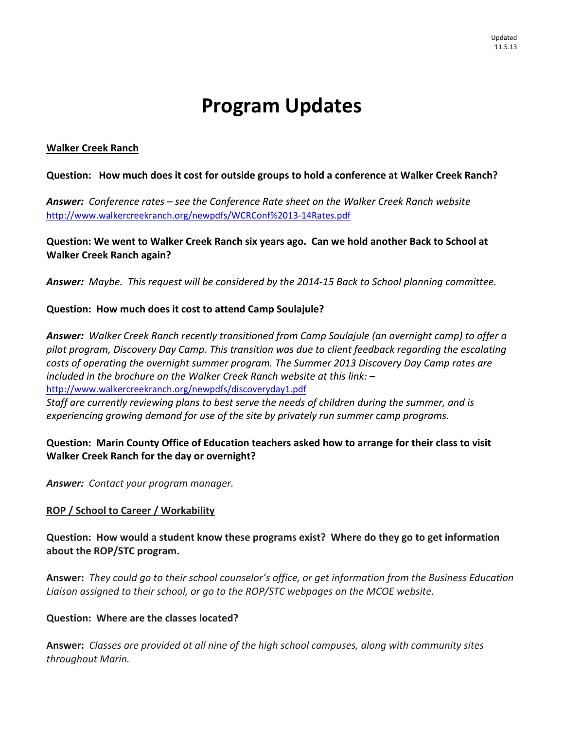Updated 11.5.13

# Program Updates

**Walker Creek Ranch**

**Question: How much does it cost for outside groups to hold a conference at Walker Creek Ranch?**

***Answer:*** *Conference rates – see the Conference Rate sheet on the Walker Creek Ranch website* http://www.walkercreekranch.org/newpdfs/WCRConf%2013-14Rates.pdf

**Question: We went to Walker Creek Ranch six years ago. Can we hold another Back to School at Walker Creek Ranch again?**

***Answer:*** *Maybe. This request will be considered by the 2014-15 Back to School planning committee.*

**Question: How much does it cost to attend Camp Soulajule?**

***Answer:*** *Walker Creek Ranch recently transitioned from Camp Soulajule (an overnight camp) to offer a pilot program, Discovery Day Camp. This transition was due to client feedback regarding the escalating costs of operating the overnight summer program. The Summer 2013 Discovery Day Camp rates are included in the brochure on the Walker Creek Ranch website at this link: –* http://www.walkercreekranch.org/newpdfs/discoveryday1.pdf
*Staff are currently reviewing plans to best serve the needs of children during the summer, and is experiencing growing demand for use of the site by privately run summer camp programs.*

**Question: Marin County Office of Education teachers asked how to arrange for their class to visit Walker Creek Ranch for the day or overnight?**

***Answer:*** *Contact your program manager.*

**ROP / School to Career / Workability**

**Question: How would a student know these programs exist? Where do they go to get information about the ROP/STC program.**

**Answer:** *They could go to their school counselor's office, or get information from the Business Education Liaison assigned to their school, or go to the ROP/STC webpages on the MCOE website.*

**Question: Where are the classes located?**

**Answer:** *Classes are provided at all nine of the high school campuses, along with community sites throughout Marin.*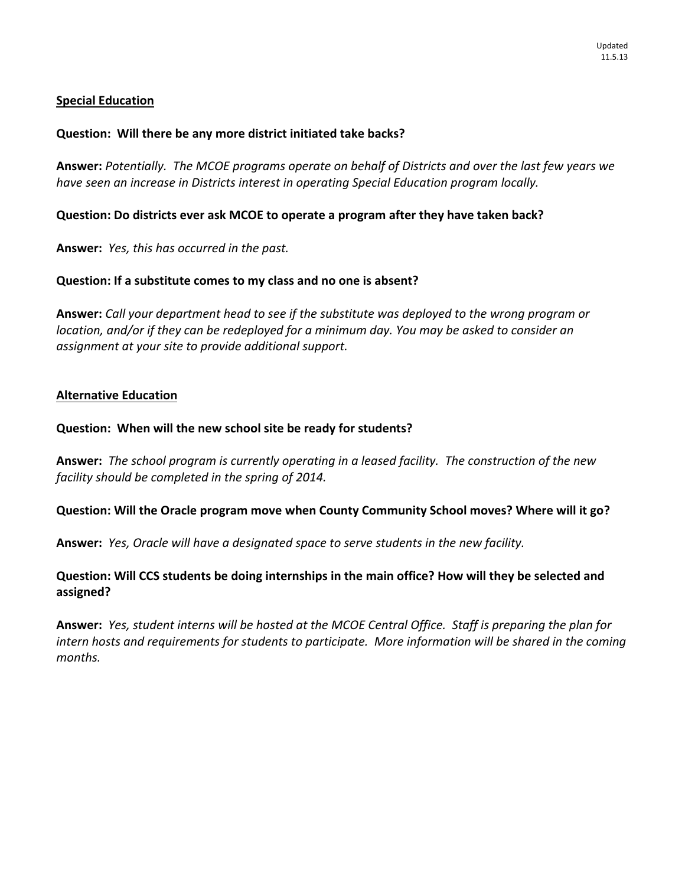Updated 11.5.13

## Special Education

**Question: Will there be any more district initiated take backs?**

**Answer:** *Potentially. The MCOE programs operate on behalf of Districts and over the last few years we have seen an increase in Districts interest in operating Special Education program locally.*

**Question: Do districts ever ask MCOE to operate a program after they have taken back?**

**Answer:** *Yes, this has occurred in the past.*

**Question: If a substitute comes to my class and no one is absent?**

**Answer:** *Call your department head to see if the substitute was deployed to the wrong program or location, and/or if they can be redeployed for a minimum day. You may be asked to consider an assignment at your site to provide additional support.*

## Alternative Education

**Question: When will the new school site be ready for students?**

**Answer:** *The school program is currently operating in a leased facility. The construction of the new facility should be completed in the spring of 2014.*

**Question: Will the Oracle program move when County Community School moves? Where will it go?**

**Answer:** *Yes, Oracle will have a designated space to serve students in the new facility.*

**Question: Will CCS students be doing internships in the main office? How will they be selected and assigned?**

**Answer:** *Yes, student interns will be hosted at the MCOE Central Office. Staff is preparing the plan for intern hosts and requirements for students to participate. More information will be shared in the coming months.*